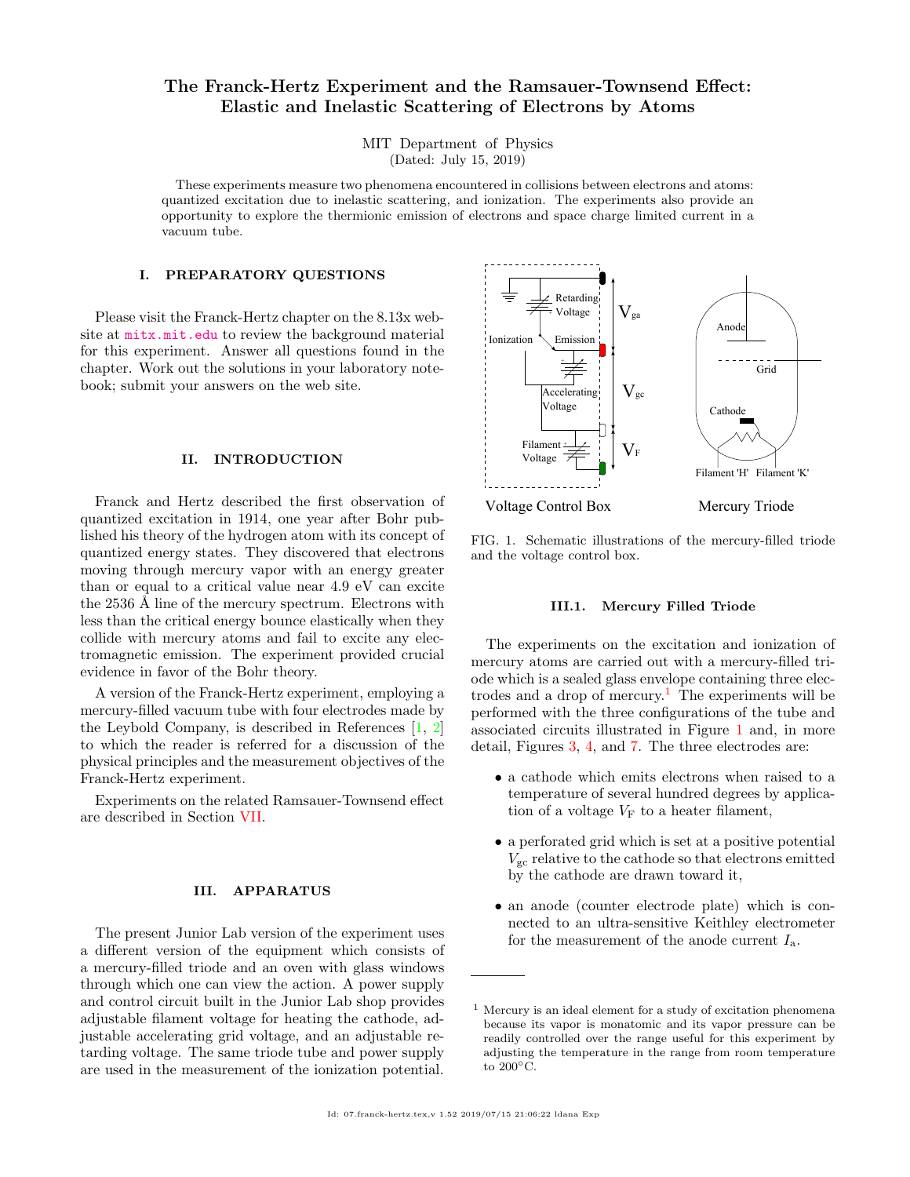# The Franck-Hertz Experiment and the Ramsauer-Townsend Effect: Elastic and Inelastic Scattering of Electrons by Atoms

MIT Department of Physics
(Dated: July 15, 2019)

These experiments measure two phenomena encountered in collisions between electrons and atoms: quantized excitation due to inelastic scattering, and ionization. The experiments also provide an opportunity to explore the thermionic emission of electrons and space charge limited current in a vacuum tube.

## I. PREPARATORY QUESTIONS

Please visit the Franck-Hertz chapter on the 8.13x website at mitx.mit.edu to review the background material for this experiment. Answer all questions found in the chapter. Work out the solutions in your laboratory notebook; submit your answers on the web site.

## II. INTRODUCTION

Franck and Hertz described the first observation of quantized excitation in 1914, one year after Bohr published his theory of the hydrogen atom with its concept of quantized energy states. They discovered that electrons moving through mercury vapor with an energy greater than or equal to a critical value near 4.9 eV can excite the 2536 Å line of the mercury spectrum. Electrons with less than the critical energy bounce elastically when they collide with mercury atoms and fail to excite any electromagnetic emission. The experiment provided crucial evidence in favor of the Bohr theory.

A version of the Franck-Hertz experiment, employing a mercury-filled vacuum tube with four electrodes made by the Leybold Company, is described in References [1, 2] to which the reader is referred for a discussion of the physical principles and the measurement objectives of the Franck-Hertz experiment.

Experiments on the related Ramsauer-Townsend effect are described in Section VII.

## III. APPARATUS

The present Junior Lab version of the experiment uses a different version of the equipment which consists of a mercury-filled triode and an oven with glass windows through which one can view the action. A power supply and control circuit built in the Junior Lab shop provides adjustable filament voltage for heating the cathode, adjustable accelerating grid voltage, and an adjustable retarding voltage. The same triode tube and power supply are used in the measurement of the ionization potential.

FIG. 1. Schematic illustrations of the mercury-filled triode and the voltage control box.

### III.1. Mercury Filled Triode

The experiments on the excitation and ionization of mercury atoms are carried out with a mercury-filled triode which is a sealed glass envelope containing three electrodes and a drop of mercury.[1] The experiments will be performed with the three configurations of the tube and associated circuits illustrated in Figure 1 and, in more detail, Figures 3, 4, and 7. The three electrodes are:

- a cathode which emits electrons when raised to a temperature of several hundred degrees by application of a voltage $V_{\mathrm{F}}$ to a heater filament,
- a perforated grid which is set at a positive potential $V_{\mathrm{gc}}$ relative to the cathode so that electrons emitted by the cathode are drawn toward it,
- an anode (counter electrode plate) which is connected to an ultra-sensitive Keithley electrometer for the measurement of the anode current $I_{\mathrm{a}}$.

[1] Mercury is an ideal element for a study of excitation phenomena because its vapor is monatomic and its vapor pressure can be readily controlled over the range useful for this experiment by adjusting the temperature in the range from room temperature to 200°C.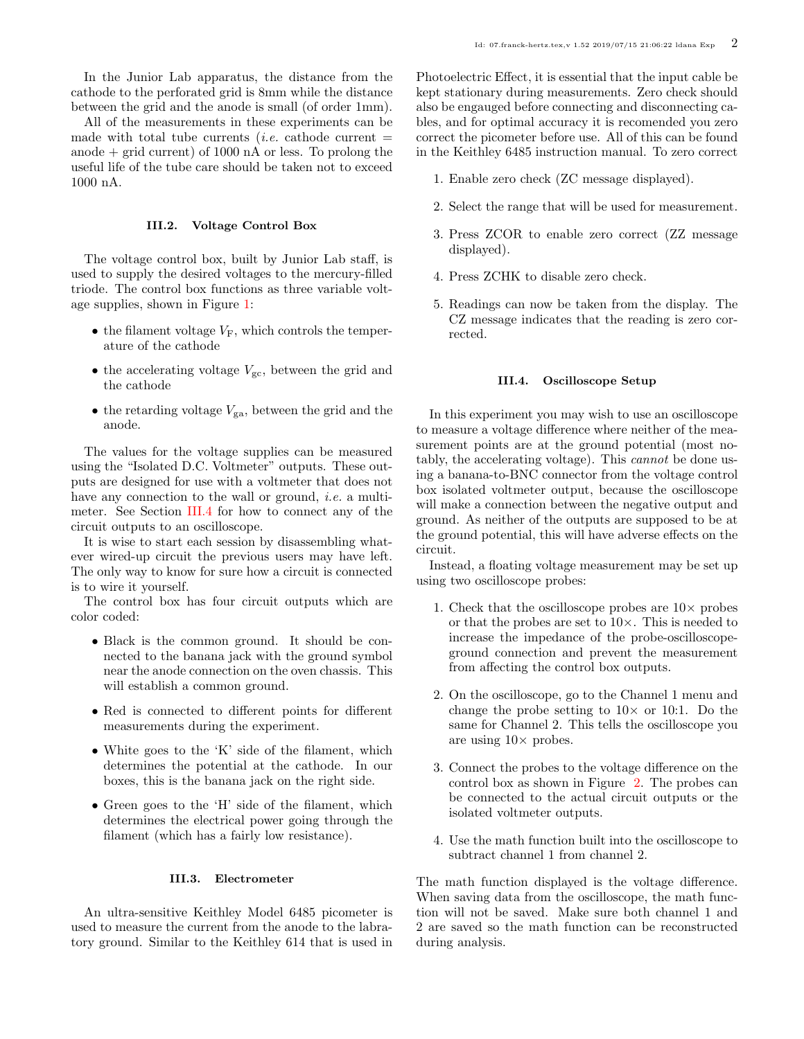In the Junior Lab apparatus, the distance from the cathode to the perforated grid is 8mm while the distance between the grid and the anode is small (of order 1mm).

All of the measurements in these experiments can be made with total tube currents (*i.e.* cathode current = anode + grid current) of 1000 nA or less. To prolong the useful life of the tube care should be taken not to exceed 1000 nA.

### III.2. Voltage Control Box

The voltage control box, built by Junior Lab staff, is used to supply the desired voltages to the mercury-filled triode. The control box functions as three variable voltage supplies, shown in Figure 1:

- the filament voltage $V_{\mathrm{F}}$, which controls the temperature of the cathode
- the accelerating voltage $V_{\mathrm{gc}}$, between the grid and the cathode
- the retarding voltage $V_{\mathrm{ga}}$, between the grid and the anode.

The values for the voltage supplies can be measured using the "Isolated D.C. Voltmeter" outputs. These outputs are designed for use with a voltmeter that does not have any connection to the wall or ground, *i.e.* a multimeter. See Section III.4 for how to connect any of the circuit outputs to an oscilloscope.

It is wise to start each session by disassembling whatever wired-up circuit the previous users may have left. The only way to know for sure how a circuit is connected is to wire it yourself.

The control box has four circuit outputs which are color coded:

- Black is the common ground. It should be connected to the banana jack with the ground symbol near the anode connection on the oven chassis. This will establish a common ground.
- Red is connected to different points for different measurements during the experiment.
- White goes to the 'K' side of the filament, which determines the potential at the cathode. In our boxes, this is the banana jack on the right side.
- Green goes to the 'H' side of the filament, which determines the electrical power going through the filament (which has a fairly low resistance).

### III.3. Electrometer

An ultra-sensitive Keithley Model 6485 picometer is used to measure the current from the anode to the labratory ground. Similar to the Keithley 614 that is used in Photoelectric Effect, it is essential that the input cable be kept stationary during measurements. Zero check should also be engaged before connecting and disconnecting cables, and for optimal accuracy it is recomended you zero correct the picometer before use. All of this can be found in the Keithley 6485 instruction manual. To zero correct

1. Enable zero check (ZC message displayed).
2. Select the range that will be used for measurement.
3. Press ZCOR to enable zero correct (ZZ message displayed).
4. Press ZCHK to disable zero check.
5. Readings can now be taken from the display. The CZ message indicates that the reading is zero corrected.

### III.4. Oscilloscope Setup

In this experiment you may wish to use an oscilloscope to measure a voltage difference where neither of the measurement points are at the ground potential (most notably, the accelerating voltage). This *cannot* be done using a banana-to-BNC connector from the voltage control box isolated voltmeter output, because the oscilloscope will make a connection between the negative output and ground. As neither of the outputs are supposed to be at the ground potential, this will have adverse effects on the circuit.

Instead, a floating voltage measurement may be set up using two oscilloscope probes:

1. Check that the oscilloscope probes are 10× probes or that the probes are set to 10×. This is needed to increase the impedance of the probe-oscilloscope-ground connection and prevent the measurement from affecting the control box outputs.
2. On the oscilloscope, go to the Channel 1 menu and change the probe setting to 10× or 10:1. Do the same for Channel 2. This tells the oscilloscope you are using 10× probes.
3. Connect the probes to the voltage difference on the control box as shown in Figure 2. The probes can be connected to the actual circuit outputs or the isolated voltmeter outputs.
4. Use the math function built into the oscilloscope to subtract channel 1 from channel 2.

The math function displayed is the voltage difference. When saving data from the oscilloscope, the math function will not be saved. Make sure both channel 1 and 2 are saved so the math function can be reconstructed during analysis.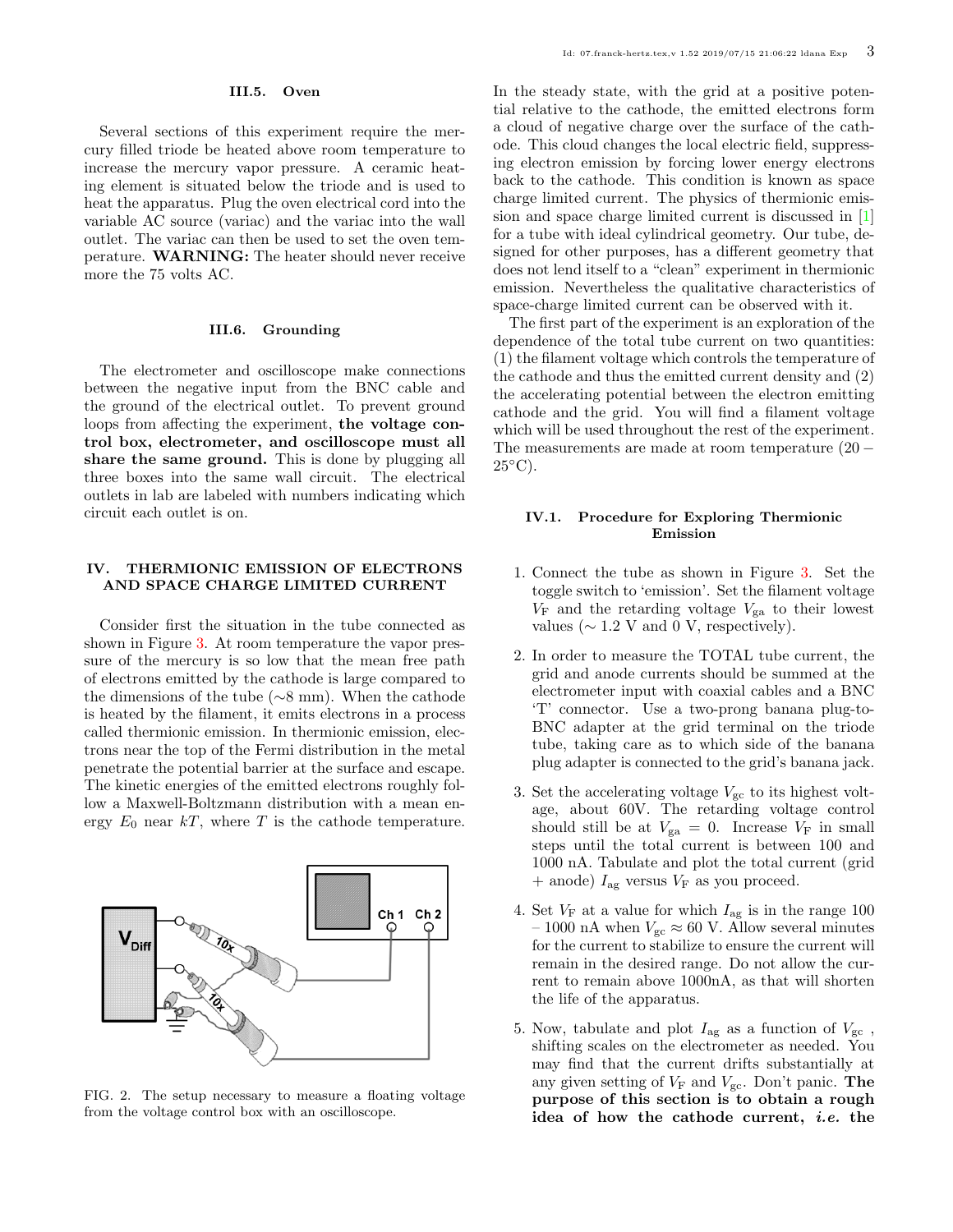### III.5. Oven

Several sections of this experiment require the mercury filled triode be heated above room temperature to increase the mercury vapor pressure. A ceramic heating element is situated below the triode and is used to heat the apparatus. Plug the oven electrical cord into the variable AC source (variac) and the variac into the wall outlet. The variac can then be used to set the oven temperature. **WARNING:** The heater should never receive more the 75 volts AC.

### III.6. Grounding

The electrometer and oscilloscope make connections between the negative input from the BNC cable and the ground of the electrical outlet. To prevent ground loops from affecting the experiment, **the voltage control box, electrometer, and oscilloscope must all share the same ground.** This is done by plugging all three boxes into the same wall circuit. The electrical outlets in lab are labeled with numbers indicating which circuit each outlet is on.

## IV. THERMIONIC EMISSION OF ELECTRONS AND SPACE CHARGE LIMITED CURRENT

Consider first the situation in the tube connected as shown in Figure 3. At room temperature the vapor pressure of the mercury is so low that the mean free path of electrons emitted by the cathode is large compared to the dimensions of the tube (∼8 mm). When the cathode is heated by the filament, it emits electrons in a process called thermionic emission. In thermionic emission, electrons near the top of the Fermi distribution in the metal penetrate the potential barrier at the surface and escape. The kinetic energies of the emitted electrons roughly follow a Maxwell-Boltzmann distribution with a mean energy $E_0$ near $kT$, where $T$ is the cathode temperature.

FIG. 2. The setup necessary to measure a floating voltage from the voltage control box with an oscilloscope.

In the steady state, with the grid at a positive potential relative to the cathode, the emitted electrons form a cloud of negative charge over the surface of the cathode. This cloud changes the local electric field, suppressing electron emission by forcing lower energy electrons back to the cathode. This condition is known as space charge limited current. The physics of thermionic emission and space charge limited current is discussed in [1] for a tube with ideal cylindrical geometry. Our tube, designed for other purposes, has a different geometry that does not lend itself to a "clean" experiment in thermionic emission. Nevertheless the qualitative characteristics of space-charge limited current can be observed with it.

The first part of the experiment is an exploration of the dependence of the total tube current on two quantities: (1) the filament voltage which controls the temperature of the cathode and thus the emitted current density and (2) the accelerating potential between the electron emitting cathode and the grid. You will find a filament voltage which will be used throughout the rest of the experiment. The measurements are made at room temperature (20 − 25°C).

### IV.1. Procedure for Exploring Thermionic Emission

1. Connect the tube as shown in Figure 3. Set the toggle switch to 'emission'. Set the filament voltage $V_{\mathrm{F}}$ and the retarding voltage $V_{\mathrm{ga}}$ to their lowest values (∼ 1.2 V and 0 V, respectively).

2. In order to measure the TOTAL tube current, the grid and anode currents should be summed at the electrometer input with coaxial cables and a BNC 'T' connector. Use a two-prong banana plug-to-BNC adapter at the grid terminal on the triode tube, taking care as to which side of the banana plug adapter is connected to the grid's banana jack.

3. Set the accelerating voltage $V_{\mathrm{gc}}$ to its highest voltage, about 60V. The retarding voltage control should still be at $V_{\mathrm{ga}} = 0$. Increase $V_{\mathrm{F}}$ in small steps until the total current is between 100 and 1000 nA. Tabulate and plot the total current (grid + anode) $I_{\mathrm{ag}}$ versus $V_{\mathrm{F}}$ as you proceed.

4. Set $V_{\mathrm{F}}$ at a value for which $I_{\mathrm{ag}}$ is in the range 100 – 1000 nA when $V_{\mathrm{gc}} \approx 60$ V. Allow several minutes for the current to stabilize to ensure the current will remain in the desired range. Do not allow the current to remain above 1000nA, as that will shorten the life of the apparatus.

5. Now, tabulate and plot $I_{\mathrm{ag}}$ as a function of $V_{\mathrm{gc}}$ , shifting scales on the electrometer as needed. You may find that the current drifts substantially at any given setting of $V_{\mathrm{F}}$ and $V_{\mathrm{gc}}$. Don't panic. **The purpose of this section is to obtain a rough idea of how the cathode current, *i.e.* the**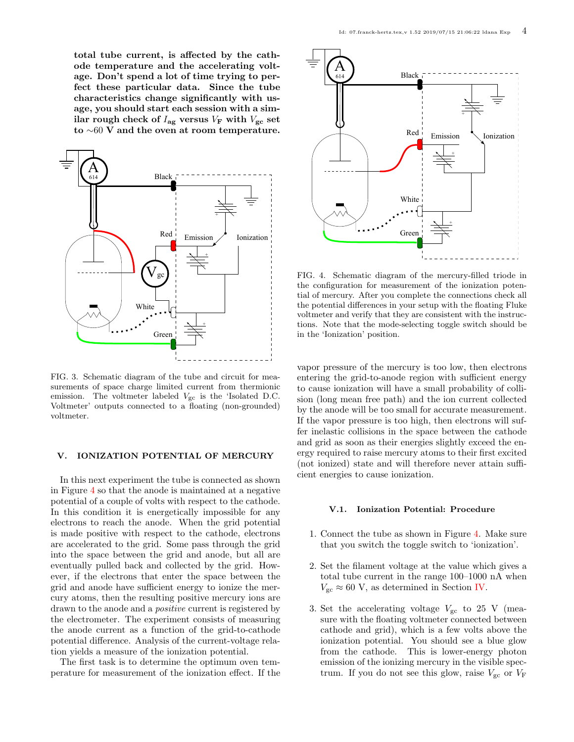**total tube current, is affected by the cathode temperature and the accelerating voltage. Don't spend a lot of time trying to perfect these particular data. Since the tube characteristics change significantly with usage, you should start each session with a similar rough check of $I_{ag}$ versus $V_F$ with $V_{gc}$ set to ∼60 V and the oven at room temperature.**

FIG. 3. Schematic diagram of the tube and circuit for measurements of space charge limited current from thermionic emission. The voltmeter labeled $V_{gc}$ is the 'Isolated D.C. Voltmeter' outputs connected to a floating (non-grounded) voltmeter.

FIG. 4. Schematic diagram of the mercury-filled triode in the configuration for measurement of the ionization potential of mercury. After you complete the connections check all the potential differences in your setup with the floating Fluke voltmeter and verify that they are consistent with the instructions. Note that the mode-selecting toggle switch should be in the 'Ionization' position.

## V. IONIZATION POTENTIAL OF MERCURY

In this next experiment the tube is connected as shown in Figure 4 so that the anode is maintained at a negative potential of a couple of volts with respect to the cathode. In this condition it is energetically impossible for any electrons to reach the anode. When the grid potential is made positive with respect to the cathode, electrons are accelerated to the grid. Some pass through the grid into the space between the grid and anode, but all are eventually pulled back and collected by the grid. However, if the electrons that enter the space between the grid and anode have sufficient energy to ionize the mercury atoms, then the resulting positive mercury ions are drawn to the anode and a *positive* current is registered by the electrometer. The experiment consists of measuring the anode current as a function of the grid-to-cathode potential difference. Analysis of the current-voltage relation yields a measure of the ionization potential.

The first task is to determine the optimum oven temperature for measurement of the ionization effect. If the vapor pressure of the mercury is too low, then electrons entering the grid-to-anode region with sufficient energy to cause ionization will have a small probability of collision (long mean free path) and the ion current collected by the anode will be too small for accurate measurement. If the vapor pressure is too high, then electrons will suffer inelastic collisions in the space between the cathode and grid as soon as their energies slightly exceed the energy required to raise mercury atoms to their first excited (not ionized) state and will therefore never attain sufficient energies to cause ionization.

### V.1. Ionization Potential: Procedure

1. Connect the tube as shown in Figure 4. Make sure that you switch the toggle switch to 'ionization'.
2. Set the filament voltage at the value which gives a total tube current in the range 100–1000 nA when $V_{gc} \approx 60$ V, as determined in Section IV.
3. Set the accelerating voltage $V_{gc}$ to 25 V (measure with the floating voltmeter connected between cathode and grid), which is a few volts above the ionization potential. You should see a blue glow from the cathode. This is lower-energy photon emission of the ionizing mercury in the visible spectrum. If you do not see this glow, raise $V_{gc}$ or $V_F$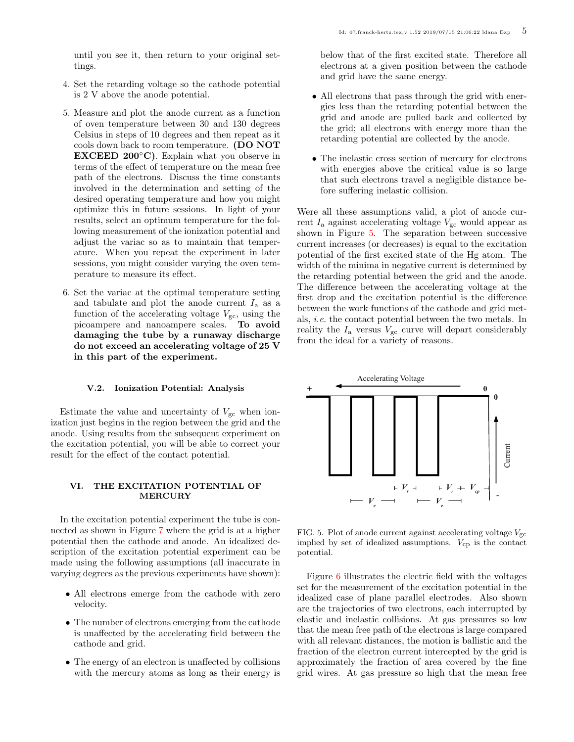until you see it, then return to your original settings.

4. Set the retarding voltage so the cathode potential is 2 V above the anode potential.

5. Measure and plot the anode current as a function of oven temperature between 30 and 130 degrees Celsius in steps of 10 degrees and then repeat as it cools down back to room temperature. **(DO NOT EXCEED 200°C)**. Explain what you observe in terms of the effect of temperature on the mean free path of the electrons. Discuss the time constants involved in the determination and setting of the desired operating temperature and how you might optimize this in future sessions. In light of your results, select an optimum temperature for the following measurement of the ionization potential and adjust the variac so as to maintain that temperature. When you repeat the experiment in later sessions, you might consider varying the oven temperature to measure its effect.

6. Set the variac at the optimal temperature setting and tabulate and plot the anode current $I_a$ as a function of the accelerating voltage $V_{gc}$, using the picoampere and nanoampere scales. **To avoid damaging the tube by a runaway discharge do not exceed an accelerating voltage of 25 V in this part of the experiment.**

### V.2. Ionization Potential: Analysis

Estimate the value and uncertainty of $V_{gc}$ when ionization just begins in the region between the grid and the anode. Using results from the subsequent experiment on the excitation potential, you will be able to correct your result for the effect of the contact potential.

## VI. THE EXCITATION POTENTIAL OF MERCURY

In the excitation potential experiment the tube is connected as shown in Figure 7 where the grid is at a higher potential then the cathode and anode. An idealized description of the excitation potential experiment can be made using the following assumptions (all inaccurate in varying degrees as the previous experiments have shown):

- All electrons emerge from the cathode with zero velocity.
- The number of electrons emerging from the cathode is unaffected by the accelerating field between the cathode and grid.
- The energy of an electron is unaffected by collisions with the mercury atoms as long as their energy is below that of the first excited state. Therefore all electrons at a given position between the cathode and grid have the same energy.
- All electrons that pass through the grid with energies less than the retarding potential between the grid and anode are pulled back and collected by the grid; all electrons with energy more than the retarding potential are collected by the anode.
- The inelastic cross section of mercury for electrons with energies above the critical value is so large that such electrons travel a negligible distance before suffering inelastic collision.

Were all these assumptions valid, a plot of anode current $I_a$ against accelerating voltage $V_{gc}$ would appear as shown in Figure 5. The separation between successive current increases (or decreases) is equal to the excitation potential of the first excited state of the Hg atom. The width of the minima in negative current is determined by the retarding potential between the grid and the anode. The difference between the accelerating voltage at the first drop and the excitation potential is the difference between the work functions of the cathode and grid metals, *i.e.* the contact potential between the two metals. In reality the $I_a$ versus $V_{gc}$ curve will depart considerably from the ideal for a variety of reasons.

FIG. 5. Plot of anode current against accelerating voltage $V_{gc}$ implied by set of idealized assumptions. $V_{cp}$ is the contact potential.

Figure 6 illustrates the electric field with the voltages set for the measurement of the excitation potential in the idealized case of plane parallel electrodes. Also shown are the trajectories of two electrons, each interrupted by elastic and inelastic collisions. At gas pressures so low that the mean free path of the electrons is large compared with all relevant distances, the motion is ballistic and the fraction of the electron current intercepted by the grid is approximately the fraction of area covered by the fine grid wires. At gas pressure so high that the mean free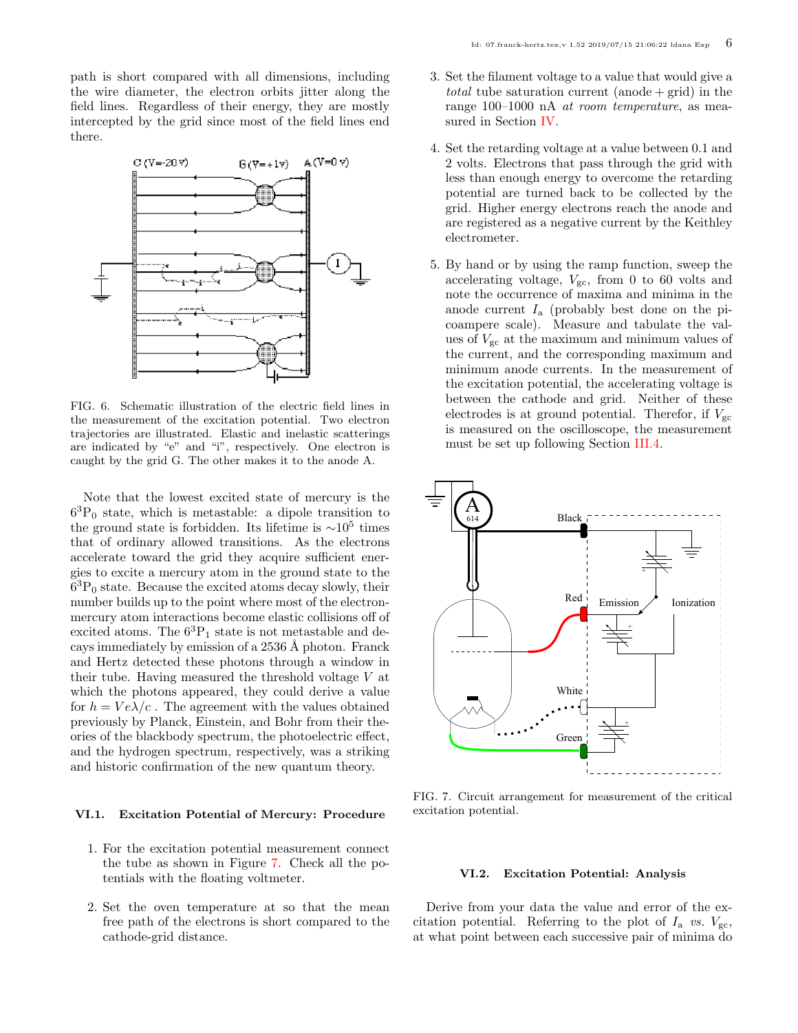path is short compared with all dimensions, including the wire diameter, the electron orbits jitter along the field lines. Regardless of their energy, they are mostly intercepted by the grid since most of the field lines end there.

FIG. 6. Schematic illustration of the electric field lines in the measurement of the excitation potential. Two electron trajectories are illustrated. Elastic and inelastic scatterings are indicated by "e" and "i", respectively. One electron is caught by the grid G. The other makes it to the anode A.

Note that the lowest excited state of mercury is the $6^3\mathrm{P}_0$ state, which is metastable: a dipole transition to the ground state is forbidden. Its lifetime is $\sim 10^5$ times that of ordinary allowed transitions. As the electrons accelerate toward the grid they acquire sufficient energies to excite a mercury atom in the ground state to the $6^3\mathrm{P}_0$ state. Because the excited atoms decay slowly, their number builds up to the point where most of the electron-mercury atom interactions become elastic collisions off of excited atoms. The $6^3\mathrm{P}_1$ state is not metastable and decays immediately by emission of a 2536 Å photon. Franck and Hertz detected these photons through a window in their tube. Having measured the threshold voltage $V$ at which the photons appeared, they could derive a value for $h = Ve\lambda/c$ . The agreement with the values obtained previously by Planck, Einstein, and Bohr from their theories of the blackbody spectrum, the photoelectric effect, and the hydrogen spectrum, respectively, was a striking and historic confirmation of the new quantum theory.

### VI.1. Excitation Potential of Mercury: Procedure

1. For the excitation potential measurement connect the tube as shown in Figure 7. Check all the potentials with the floating voltmeter.

2. Set the oven temperature at so that the mean free path of the electrons is short compared to the cathode-grid distance.

3. Set the filament voltage to a value that would give a *total* tube saturation current (anode + grid) in the range 100–1000 nA *at room temperature*, as measured in Section IV.

4. Set the retarding voltage at a value between 0.1 and 2 volts. Electrons that pass through the grid with less than enough energy to overcome the retarding potential are turned back to be collected by the grid. Higher energy electrons reach the anode and are registered as a negative current by the Keithley electrometer.

5. By hand or by using the ramp function, sweep the accelerating voltage, $V_{\mathrm{gc}}$, from 0 to 60 volts and note the occurrence of maxima and minima in the anode current $I_{\mathrm{a}}$ (probably best done on the picoampere scale). Measure and tabulate the values of $V_{\mathrm{gc}}$ at the maximum and minimum values of the current, and the corresponding maximum and minimum anode currents. In the measurement of the excitation potential, the accelerating voltage is between the cathode and grid. Neither of these electrodes is at ground potential. Therefor, if $V_{\mathrm{gc}}$ is measured on the oscilloscope, the measurement must be set up following Section III.4.

FIG. 7. Circuit arrangement for measurement of the critical excitation potential.

### VI.2. Excitation Potential: Analysis

Derive from your data the value and error of the excitation potential. Referring to the plot of $I_{\mathrm{a}}$ *vs.* $V_{\mathrm{gc}}$, at what point between each successive pair of minima do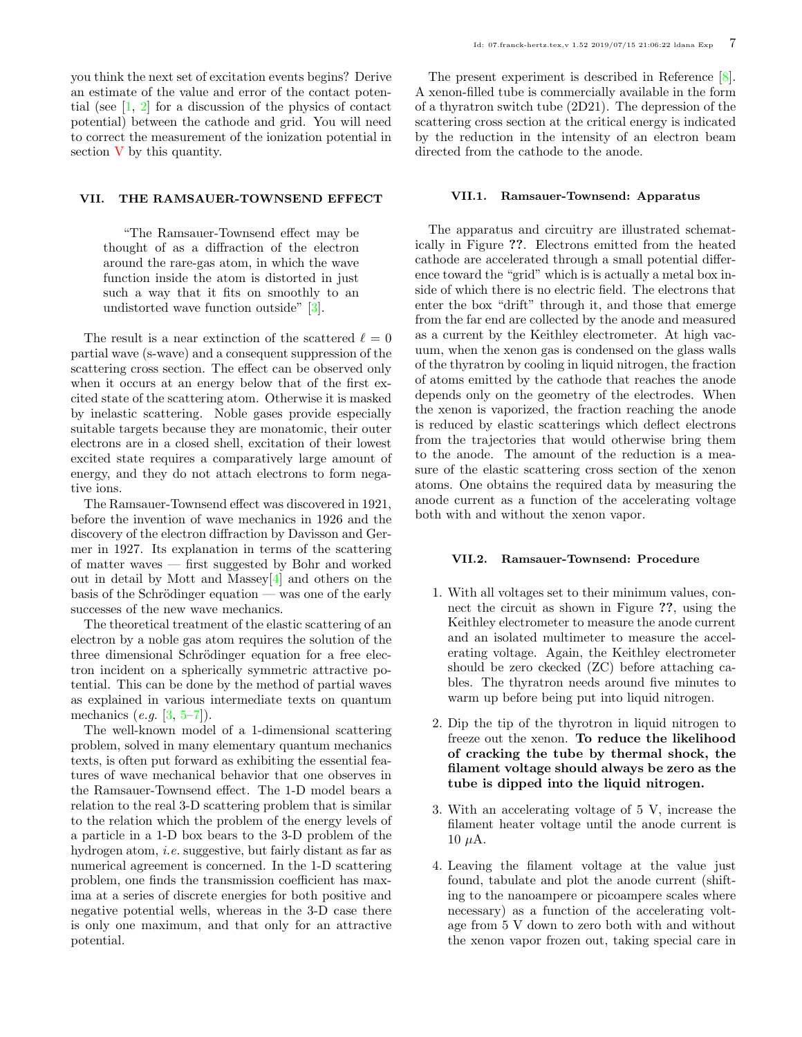you think the next set of excitation events begins? Derive an estimate of the value and error of the contact potential (see [1, 2] for a discussion of the physics of contact potential) between the cathode and grid. You will need to correct the measurement of the ionization potential in section V by this quantity.

## VII. THE RAMSAUER-TOWNSEND EFFECT

> "The Ramsauer-Townsend effect may be thought of as a diffraction of the electron around the rare-gas atom, in which the wave function inside the atom is distorted in just such a way that it fits on smoothly to an undistorted wave function outside" [3].

The result is a near extinction of the scattered $\ell = 0$ partial wave (s-wave) and a consequent suppression of the scattering cross section. The effect can be observed only when it occurs at an energy below that of the first excited state of the scattering atom. Otherwise it is masked by inelastic scattering. Noble gases provide especially suitable targets because they are monatomic, their outer electrons are in a closed shell, excitation of their lowest excited state requires a comparatively large amount of energy, and they do not attach electrons to form negative ions.

The Ramsauer-Townsend effect was discovered in 1921, before the invention of wave mechanics in 1926 and the discovery of the electron diffraction by Davisson and Germer in 1927. Its explanation in terms of the scattering of matter waves — first suggested by Bohr and worked out in detail by Mott and Massey[4] and others on the basis of the Schrödinger equation — was one of the early successes of the new wave mechanics.

The theoretical treatment of the elastic scattering of an electron by a noble gas atom requires the solution of the three dimensional Schrödinger equation for a free electron incident on a spherically symmetric attractive potential. This can be done by the method of partial waves as explained in various intermediate texts on quantum mechanics (*e.g.* [3, 5–7]).

The well-known model of a 1-dimensional scattering problem, solved in many elementary quantum mechanics texts, is often put forward as exhibiting the essential features of wave mechanical behavior that one observes in the Ramsauer-Townsend effect. The 1-D model bears a relation to the real 3-D scattering problem that is similar to the relation which the problem of the energy levels of a particle in a 1-D box bears to the 3-D problem of the hydrogen atom, *i.e.* suggestive, but fairly distant as far as numerical agreement is concerned. In the 1-D scattering problem, one finds the transmission coefficient has maxima at a series of discrete energies for both positive and negative potential wells, whereas in the 3-D case there is only one maximum, and that only for an attractive potential.

The present experiment is described in Reference [8]. A xenon-filled tube is commercially available in the form of a thyratron switch tube (2D21). The depression of the scattering cross section at the critical energy is indicated by the reduction in the intensity of an electron beam directed from the cathode to the anode.

### VII.1. Ramsauer-Townsend: Apparatus

The apparatus and circuitry are illustrated schematically in Figure **??**. Electrons emitted from the heated cathode are accelerated through a small potential difference toward the "grid" which is is actually a metal box inside of which there is no electric field. The electrons that enter the box "drift" through it, and those that emerge from the far end are collected by the anode and measured as a current by the Keithley electrometer. At high vacuum, when the xenon gas is condensed on the glass walls of the thyratron by cooling in liquid nitrogen, the fraction of atoms emitted by the cathode that reaches the anode depends only on the geometry of the electrodes. When the xenon is vaporized, the fraction reaching the anode is reduced by elastic scatterings which deflect electrons from the trajectories that would otherwise bring them to the anode. The amount of the reduction is a measure of the elastic scattering cross section of the xenon atoms. One obtains the required data by measuring the anode current as a function of the accelerating voltage both with and without the xenon vapor.

### VII.2. Ramsauer-Townsend: Procedure

1. With all voltages set to their minimum values, connect the circuit as shown in Figure **??**, using the Keithley electrometer to measure the anode current and an isolated multimeter to measure the accelerating voltage. Again, the Keithley electrometer should be zero ckecked (ZC) before attaching cables. The thyratron needs around five minutes to warm up before being put into liquid nitrogen.

2. Dip the tip of the thyrotron in liquid nitrogen to freeze out the xenon. **To reduce the likelihood of cracking the tube by thermal shock, the filament voltage should always be zero as the tube is dipped into the liquid nitrogen.**

3. With an accelerating voltage of 5 V, increase the filament heater voltage until the anode current is 10 $\mu$A.

4. Leaving the filament voltage at the value just found, tabulate and plot the anode current (shifting to the nanoampere or picoampere scales where necessary) as a function of the accelerating voltage from 5 V down to zero both with and without the xenon vapor frozen out, taking special care in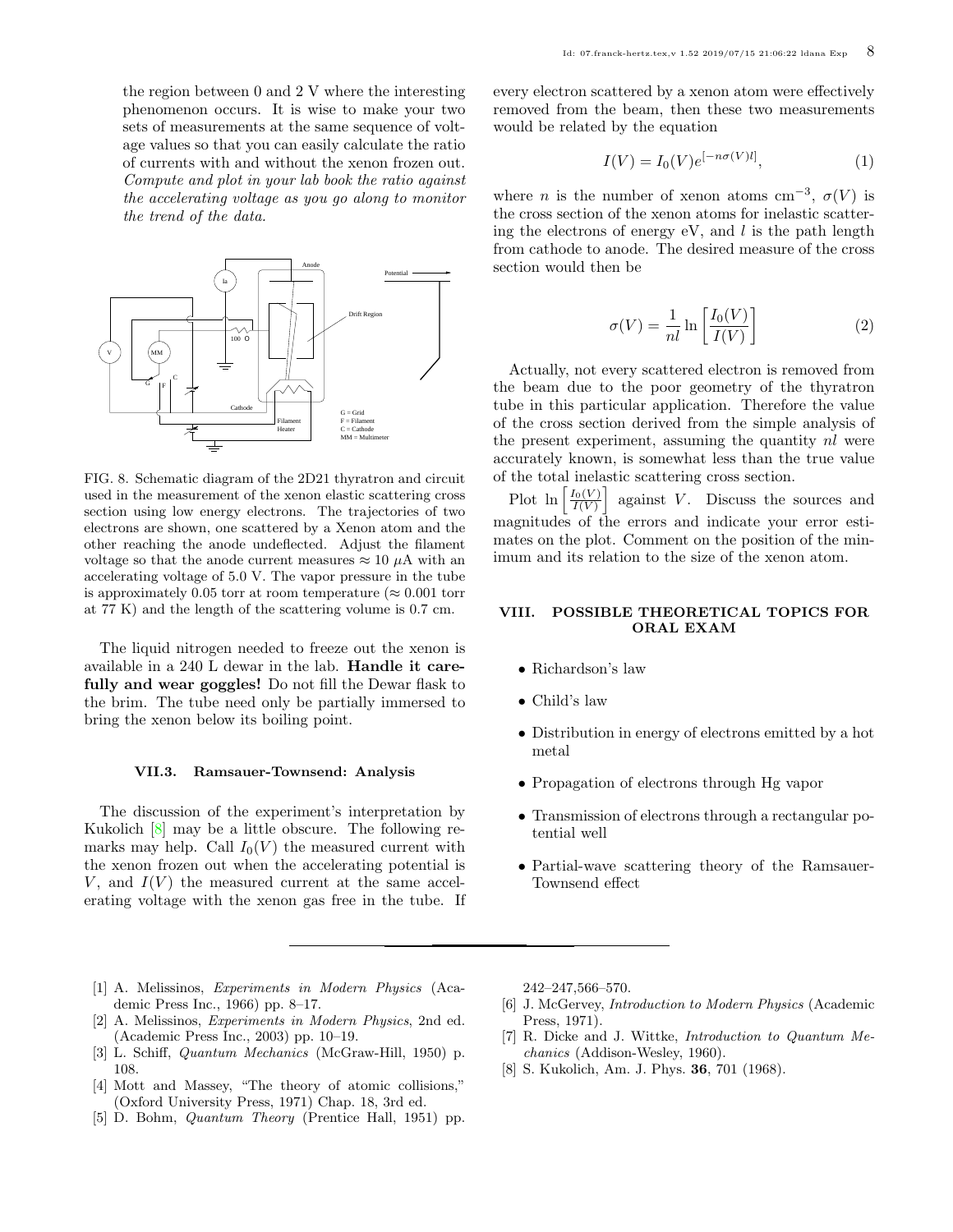the region between 0 and 2 V where the interesting phenomenon occurs. It is wise to make your two sets of measurements at the same sequence of voltage values so that you can easily calculate the ratio of currents with and without the xenon frozen out. *Compute and plot in your lab book the ratio against the accelerating voltage as you go along to monitor the trend of the data.*

Anode

Potential

Ia

Drift Region

V

MM

100 Ω

G

F

C

Cathode

Filament Heater

G = Grid
F = Filament
C = Cathode
MM = Multimeter

FIG. 8. Schematic diagram of the 2D21 thyratron and circuit used in the measurement of the xenon elastic scattering cross section using low energy electrons. The trajectories of two electrons are shown, one scattered by a Xenon atom and the other reaching the anode undeflected. Adjust the filament voltage so that the anode current measures ≈ 10 $\mu$A with an accelerating voltage of 5.0 V. The vapor pressure in the tube is approximately 0.05 torr at room temperature (≈ 0.001 torr at 77 K) and the length of the scattering volume is 0.7 cm.

The liquid nitrogen needed to freeze out the xenon is available in a 240 L dewar in the lab. **Handle it carefully and wear goggles!** Do not fill the Dewar flask to the brim. The tube need only be partially immersed to bring the xenon below its boiling point.

### VII.3. Ramsauer-Townsend: Analysis

The discussion of the experiment's interpretation by Kukolich [8] may be a little obscure. The following remarks may help. Call $I_0(V)$ the measured current with the xenon frozen out when the accelerating potential is $V$, and $I(V)$ the measured current at the same accelerating voltage with the xenon gas free in the tube. If every electron scattered by a xenon atom were effectively removed from the beam, then these two measurements would be related by the equation

$$I(V) = I_0(V)e^{[-n\sigma(V)l]}, \tag{1}$$

where $n$ is the number of xenon atoms cm$^{-3}$, $\sigma(V)$ is the cross section of the xenon atoms for inelastic scattering the electrons of energy eV, and $l$ is the path length from cathode to anode. The desired measure of the cross section would then be

$$\sigma(V) = \frac{1}{nl} \ln \left[ \frac{I_0(V)}{I(V)} \right] \tag{2}$$

Actually, not every scattered electron is removed from the beam due to the poor geometry of the thyratron tube in this particular application. Therefore the value of the cross section derived from the simple analysis of the present experiment, assuming the quantity $nl$ were accurately known, is somewhat less than the true value of the total inelastic scattering cross section.

Plot $\ln \left[ \frac{I_0(V)}{I(V)} \right]$ against $V$. Discuss the sources and magnitudes of the errors and indicate your error estimates on the plot. Comment on the position of the minimum and its relation to the size of the xenon atom.

## VIII. POSSIBLE THEORETICAL TOPICS FOR ORAL EXAM

- Richardson's law
- Child's law
- Distribution in energy of electrons emitted by a hot metal
- Propagation of electrons through Hg vapor
- Transmission of electrons through a rectangular potential well
- Partial-wave scattering theory of the Ramsauer-Townsend effect

---

[1] A. Melissinos, *Experiments in Modern Physics* (Academic Press Inc., 1966) pp. 8–17.

[2] A. Melissinos, *Experiments in Modern Physics*, 2nd ed. (Academic Press Inc., 2003) pp. 10–19.

[3] L. Schiff, *Quantum Mechanics* (McGraw-Hill, 1950) p. 108.

[4] Mott and Massey, "The theory of atomic collisions," (Oxford University Press, 1971) Chap. 18, 3rd ed.

[5] D. Bohm, *Quantum Theory* (Prentice Hall, 1951) pp. 242–247,566–570.

[6] J. McGervey, *Introduction to Modern Physics* (Academic Press, 1971).

[7] R. Dicke and J. Wittke, *Introduction to Quantum Mechanics* (Addison-Wesley, 1960).

[8] S. Kukolich, Am. J. Phys. **36**, 701 (1968).